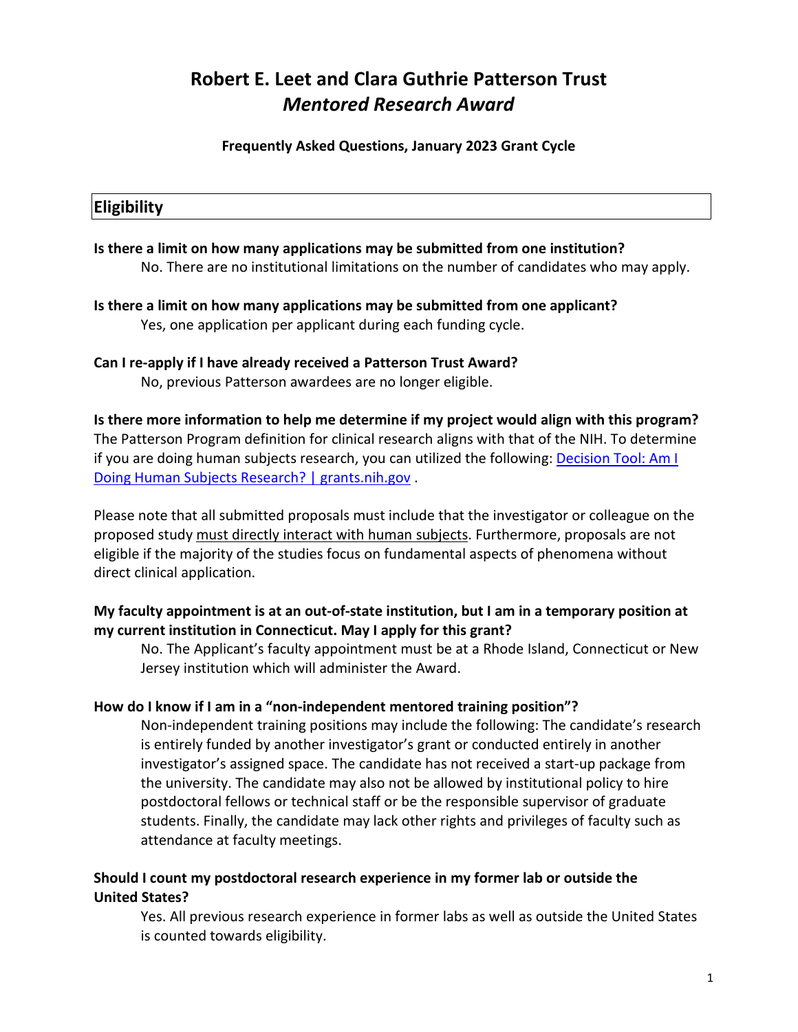# Robert E. Leet and Clara Guthrie Patterson Trust
## *Mentored Research Award*

**Frequently Asked Questions, January 2023 Grant Cycle**

## Eligibility

**Is there a limit on how many applications may be submitted from one institution?**

No. There are no institutional limitations on the number of candidates who may apply.

**Is there a limit on how many applications may be submitted from one applicant?**

Yes, one application per applicant during each funding cycle.

**Can I re-apply if I have already received a Patterson Trust Award?**

No, previous Patterson awardees are no longer eligible.

**Is there more information to help me determine if my project would align with this program?**

The Patterson Program definition for clinical research aligns with that of the NIH. To determine if you are doing human subjects research, you can utilized the following: [Decision Tool: Am I Doing Human Subjects Research? | grants.nih.gov](https://grants.nih.gov) .

Please note that all submitted proposals must include that the investigator or colleague on the proposed study must directly interact with human subjects. Furthermore, proposals are not eligible if the majority of the studies focus on fundamental aspects of phenomena without direct clinical application.

**My faculty appointment is at an out-of-state institution, but I am in a temporary position at my current institution in Connecticut. May I apply for this grant?**

No. The Applicant's faculty appointment must be at a Rhode Island, Connecticut or New Jersey institution which will administer the Award.

**How do I know if I am in a "non-independent mentored training position"?**

Non-independent training positions may include the following: The candidate's research is entirely funded by another investigator's grant or conducted entirely in another investigator's assigned space. The candidate has not received a start-up package from the university. The candidate may also not be allowed by institutional policy to hire postdoctoral fellows or technical staff or be the responsible supervisor of graduate students. Finally, the candidate may lack other rights and privileges of faculty such as attendance at faculty meetings.

**Should I count my postdoctoral research experience in my former lab or outside the United States?**

Yes. All previous research experience in former labs as well as outside the United States is counted towards eligibility.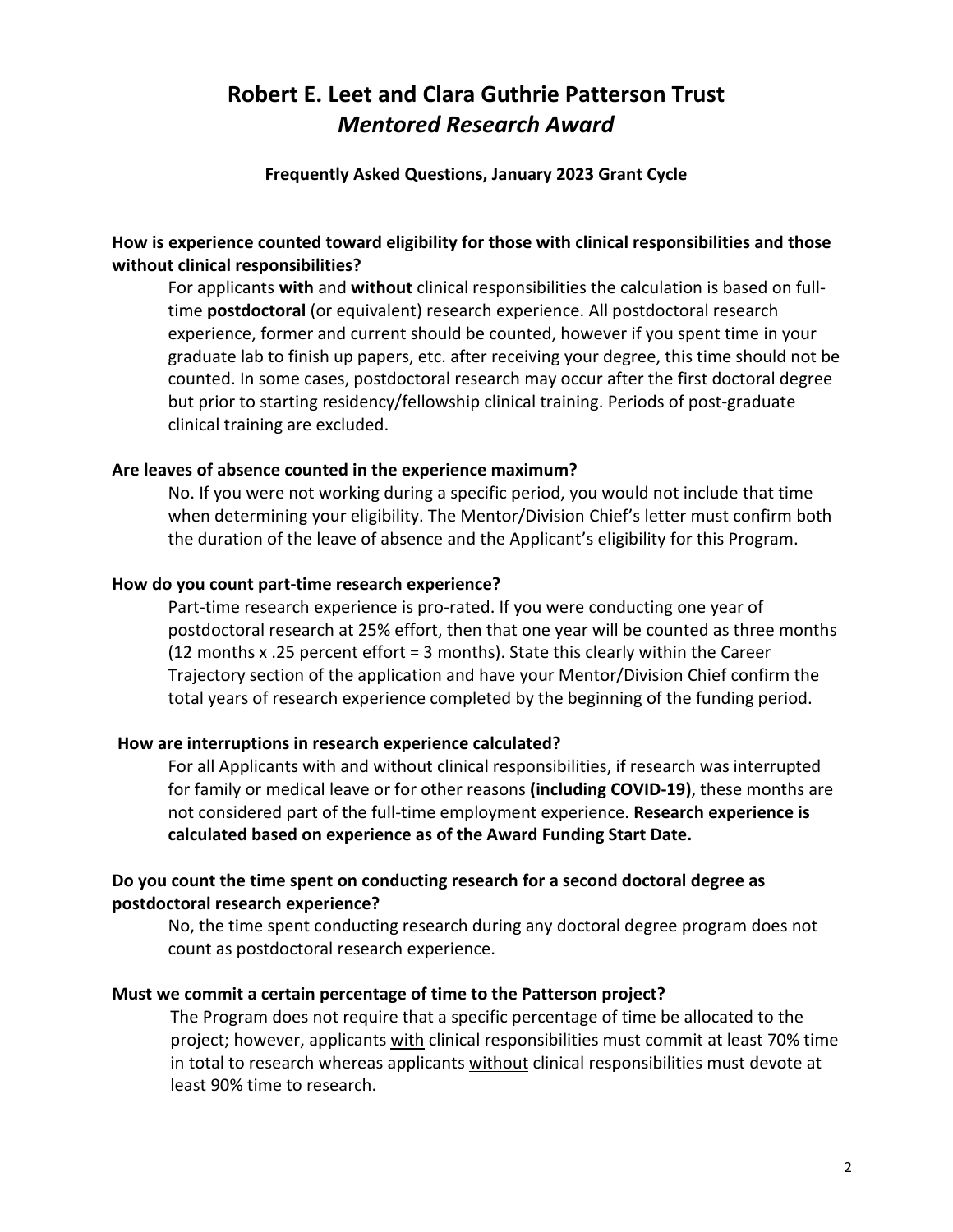# Robert E. Leet and Clara Guthrie Patterson Trust
# *Mentored Research Award*

**Frequently Asked Questions, January 2023 Grant Cycle**

**How is experience counted toward eligibility for those with clinical responsibilities and those without clinical responsibilities?**

For applicants **with** and **without** clinical responsibilities the calculation is based on full-time **postdoctoral** (or equivalent) research experience. All postdoctoral research experience, former and current should be counted, however if you spent time in your graduate lab to finish up papers, etc. after receiving your degree, this time should not be counted. In some cases, postdoctoral research may occur after the first doctoral degree but prior to starting residency/fellowship clinical training. Periods of post-graduate clinical training are excluded.

**Are leaves of absence counted in the experience maximum?**

No. If you were not working during a specific period, you would not include that time when determining your eligibility. The Mentor/Division Chief's letter must confirm both the duration of the leave of absence and the Applicant's eligibility for this Program.

**How do you count part-time research experience?**

Part-time research experience is pro-rated. If you were conducting one year of postdoctoral research at 25% effort, then that one year will be counted as three months (12 months x .25 percent effort = 3 months). State this clearly within the Career Trajectory section of the application and have your Mentor/Division Chief confirm the total years of research experience completed by the beginning of the funding period.

**How are interruptions in research experience calculated?**

For all Applicants with and without clinical responsibilities, if research was interrupted for family or medical leave or for other reasons **(including COVID-19)**, these months are not considered part of the full-time employment experience. **Research experience is calculated based on experience as of the Award Funding Start Date.**

**Do you count the time spent on conducting research for a second doctoral degree as postdoctoral research experience?**

No, the time spent conducting research during any doctoral degree program does not count as postdoctoral research experience.

**Must we commit a certain percentage of time to the Patterson project?**

The Program does not require that a specific percentage of time be allocated to the project; however, applicants <u>with</u> clinical responsibilities must commit at least 70% time in total to research whereas applicants <u>without</u> clinical responsibilities must devote at least 90% time to research.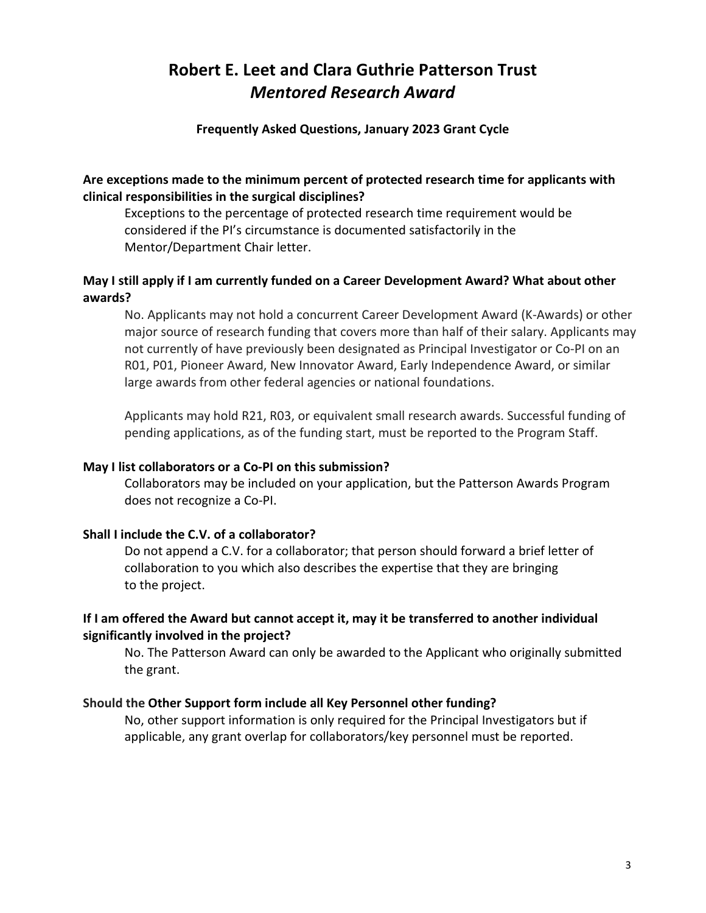# Robert E. Leet and Clara Guthrie Patterson Trust
# *Mentored Research Award*

**Frequently Asked Questions, January 2023 Grant Cycle**

**Are exceptions made to the minimum percent of protected research time for applicants with clinical responsibilities in the surgical disciplines?**

Exceptions to the percentage of protected research time requirement would be considered if the PI's circumstance is documented satisfactorily in the Mentor/Department Chair letter.

**May I still apply if I am currently funded on a Career Development Award? What about other awards?**

No. Applicants may not hold a concurrent Career Development Award (K-Awards) or other major source of research funding that covers more than half of their salary. Applicants may not currently of have previously been designated as Principal Investigator or Co-PI on an R01, P01, Pioneer Award, New Innovator Award, Early Independence Award, or similar large awards from other federal agencies or national foundations.

Applicants may hold R21, R03, or equivalent small research awards. Successful funding of pending applications, as of the funding start, must be reported to the Program Staff.

**May I list collaborators or a Co-PI on this submission?**

Collaborators may be included on your application, but the Patterson Awards Program does not recognize a Co-PI.

**Shall I include the C.V. of a collaborator?**

Do not append a C.V. for a collaborator; that person should forward a brief letter of collaboration to you which also describes the expertise that they are bringing to the project.

**If I am offered the Award but cannot accept it, may it be transferred to another individual significantly involved in the project?**

No. The Patterson Award can only be awarded to the Applicant who originally submitted the grant.

**Should the Other Support form include all Key Personnel other funding?**

No, other support information is only required for the Principal Investigators but if applicable, any grant overlap for collaborators/key personnel must be reported.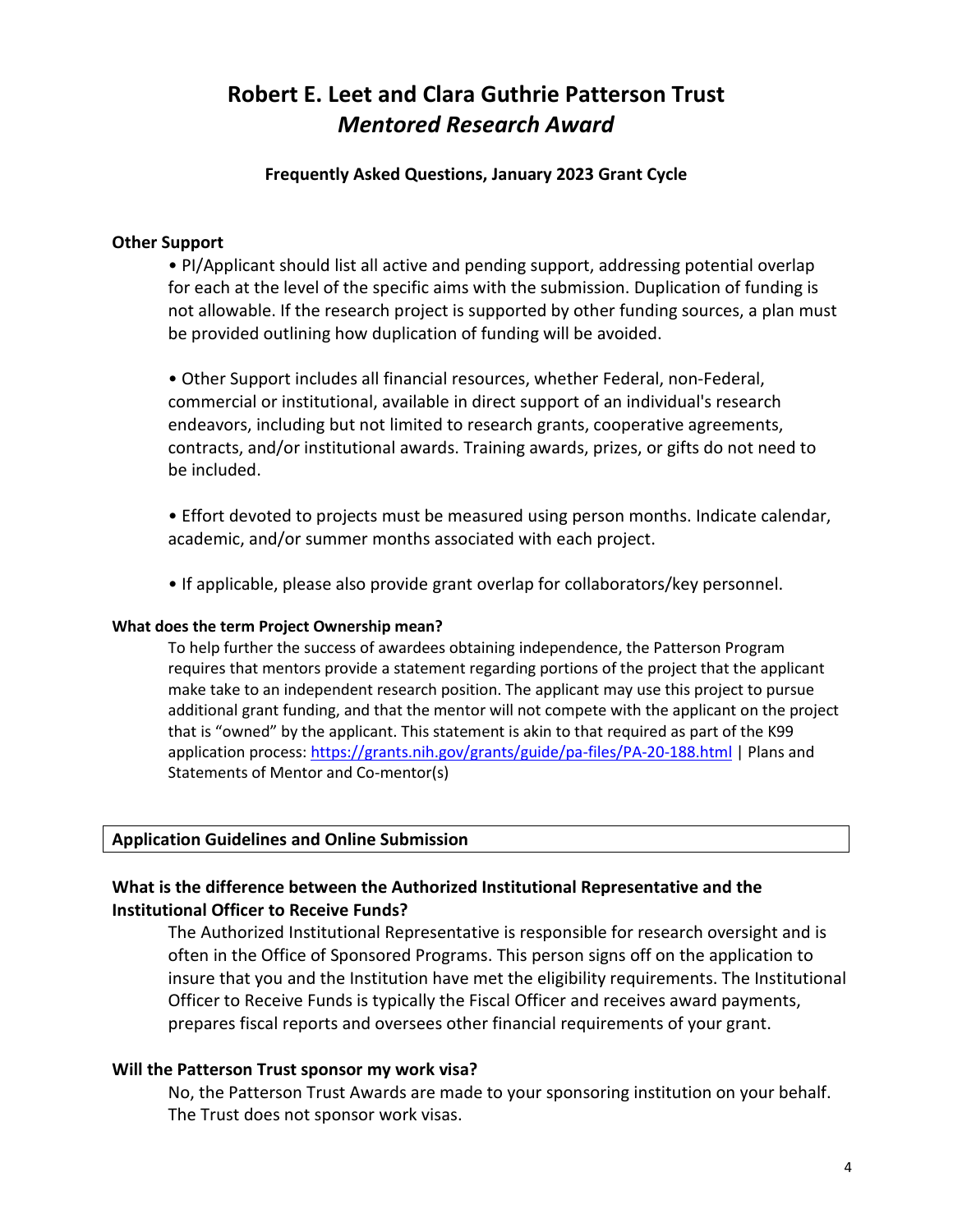# Robert E. Leet and Clara Guthrie Patterson Trust
## *Mentored Research Award*

**Frequently Asked Questions, January 2023 Grant Cycle**

**Other Support**

- PI/Applicant should list all active and pending support, addressing potential overlap for each at the level of the specific aims with the submission. Duplication of funding is not allowable. If the research project is supported by other funding sources, a plan must be provided outlining how duplication of funding will be avoided.

- Other Support includes all financial resources, whether Federal, non-Federal, commercial or institutional, available in direct support of an individual's research endeavors, including but not limited to research grants, cooperative agreements, contracts, and/or institutional awards. Training awards, prizes, or gifts do not need to be included.

- Effort devoted to projects must be measured using person months. Indicate calendar, academic, and/or summer months associated with each project.

- If applicable, please also provide grant overlap for collaborators/key personnel.

**What does the term Project Ownership mean?**

To help further the success of awardees obtaining independence, the Patterson Program requires that mentors provide a statement regarding portions of the project that the applicant make take to an independent research position. The applicant may use this project to pursue additional grant funding, and that the mentor will not compete with the applicant on the project that is "owned" by the applicant. This statement is akin to that required as part of the K99 application process: https://grants.nih.gov/grants/guide/pa-files/PA-20-188.html | Plans and Statements of Mentor and Co-mentor(s)

## Application Guidelines and Online Submission

### What is the difference between the Authorized Institutional Representative and the Institutional Officer to Receive Funds?

The Authorized Institutional Representative is responsible for research oversight and is often in the Office of Sponsored Programs. This person signs off on the application to insure that you and the Institution have met the eligibility requirements. The Institutional Officer to Receive Funds is typically the Fiscal Officer and receives award payments, prepares fiscal reports and oversees other financial requirements of your grant.

### Will the Patterson Trust sponsor my work visa?

No, the Patterson Trust Awards are made to your sponsoring institution on your behalf. The Trust does not sponsor work visas.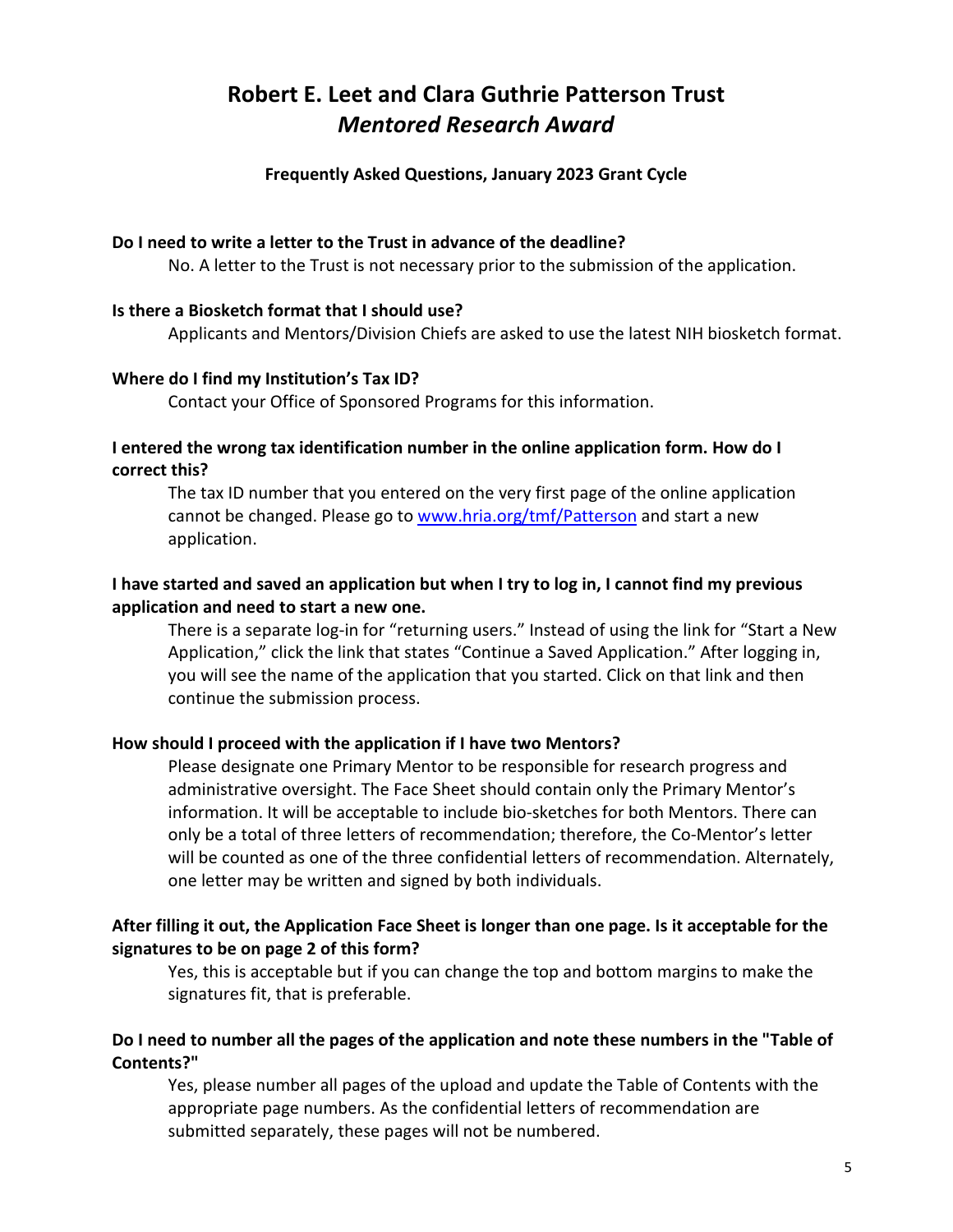# Robert E. Leet and Clara Guthrie Patterson Trust
# *Mentored Research Award*

**Frequently Asked Questions, January 2023 Grant Cycle**

**Do I need to write a letter to the Trust in advance of the deadline?**

No. A letter to the Trust is not necessary prior to the submission of the application.

**Is there a Biosketch format that I should use?**

Applicants and Mentors/Division Chiefs are asked to use the latest NIH biosketch format.

**Where do I find my Institution's Tax ID?**

Contact your Office of Sponsored Programs for this information.

**I entered the wrong tax identification number in the online application form. How do I correct this?**

The tax ID number that you entered on the very first page of the online application cannot be changed. Please go to [www.hria.org/tmf/Patterson](www.hria.org/tmf/Patterson) and start a new application.

**I have started and saved an application but when I try to log in, I cannot find my previous application and need to start a new one.**

There is a separate log-in for "returning users." Instead of using the link for "Start a New Application," click the link that states "Continue a Saved Application." After logging in, you will see the name of the application that you started. Click on that link and then continue the submission process.

**How should I proceed with the application if I have two Mentors?**

Please designate one Primary Mentor to be responsible for research progress and administrative oversight. The Face Sheet should contain only the Primary Mentor's information. It will be acceptable to include bio-sketches for both Mentors. There can only be a total of three letters of recommendation; therefore, the Co-Mentor's letter will be counted as one of the three confidential letters of recommendation. Alternately, one letter may be written and signed by both individuals.

**After filling it out, the Application Face Sheet is longer than one page. Is it acceptable for the signatures to be on page 2 of this form?**

Yes, this is acceptable but if you can change the top and bottom margins to make the signatures fit, that is preferable.

**Do I need to number all the pages of the application and note these numbers in the "Table of Contents?"**

Yes, please number all pages of the upload and update the Table of Contents with the appropriate page numbers. As the confidential letters of recommendation are submitted separately, these pages will not be numbered.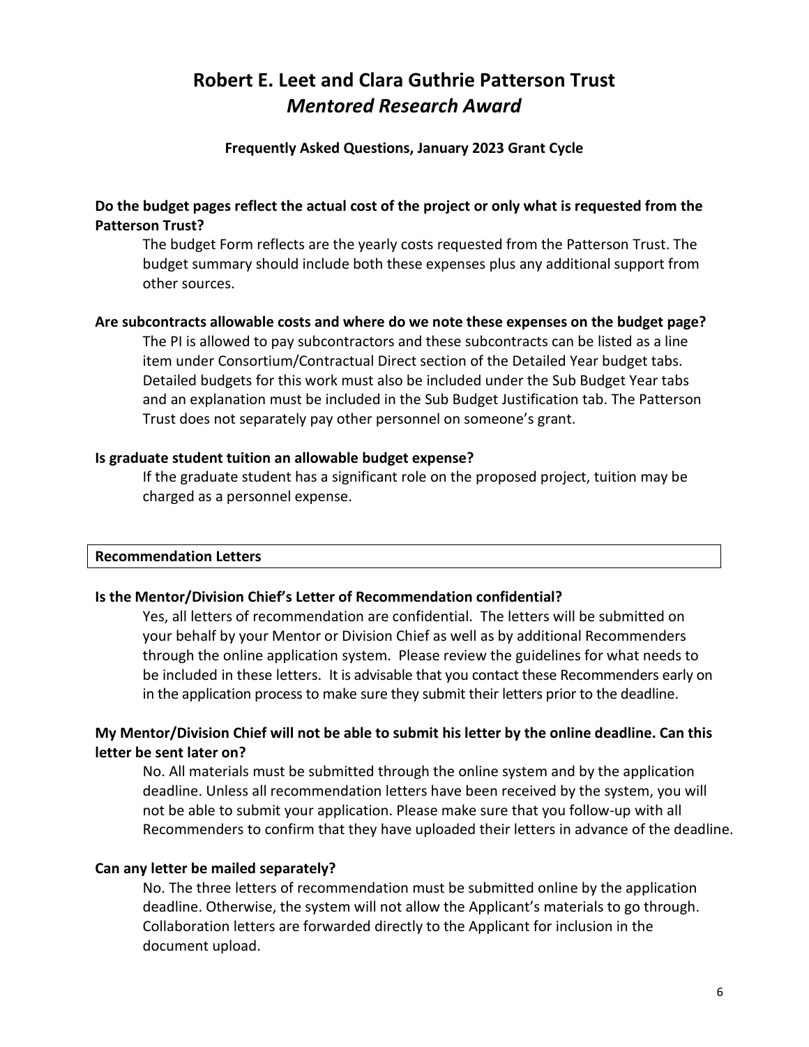# Robert E. Leet and Clara Guthrie Patterson Trust
## *Mentored Research Award*

**Frequently Asked Questions, January 2023 Grant Cycle**

**Do the budget pages reflect the actual cost of the project or only what is requested from the Patterson Trust?**

The budget Form reflects are the yearly costs requested from the Patterson Trust. The budget summary should include both these expenses plus any additional support from other sources.

**Are subcontracts allowable costs and where do we note these expenses on the budget page?**

The PI is allowed to pay subcontractors and these subcontracts can be listed as a line item under Consortium/Contractual Direct section of the Detailed Year budget tabs. Detailed budgets for this work must also be included under the Sub Budget Year tabs and an explanation must be included in the Sub Budget Justification tab. The Patterson Trust does not separately pay other personnel on someone's grant.

**Is graduate student tuition an allowable budget expense?**

If the graduate student has a significant role on the proposed project, tuition may be charged as a personnel expense.

### Recommendation Letters

**Is the Mentor/Division Chief's Letter of Recommendation confidential?**

Yes, all letters of recommendation are confidential. The letters will be submitted on your behalf by your Mentor or Division Chief as well as by additional Recommenders through the online application system. Please review the guidelines for what needs to be included in these letters. It is advisable that you contact these Recommenders early on in the application process to make sure they submit their letters prior to the deadline.

**My Mentor/Division Chief will not be able to submit his letter by the online deadline. Can this letter be sent later on?**

No. All materials must be submitted through the online system and by the application deadline. Unless all recommendation letters have been received by the system, you will not be able to submit your application. Please make sure that you follow-up with all Recommenders to confirm that they have uploaded their letters in advance of the deadline.

**Can any letter be mailed separately?**

No. The three letters of recommendation must be submitted online by the application deadline. Otherwise, the system will not allow the Applicant's materials to go through. Collaboration letters are forwarded directly to the Applicant for inclusion in the document upload.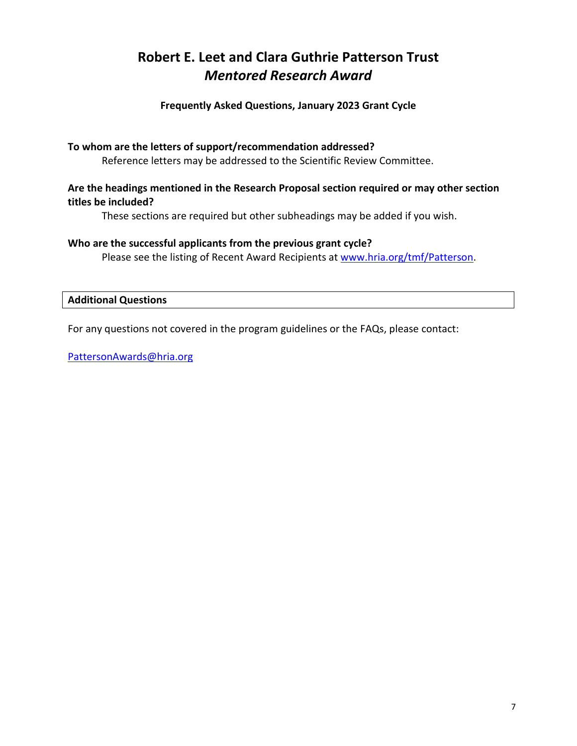# Robert E. Leet and Clara Guthrie Patterson Trust
## *Mentored Research Award*

**Frequently Asked Questions, January 2023 Grant Cycle**

**To whom are the letters of support/recommendation addressed?**

Reference letters may be addressed to the Scientific Review Committee.

**Are the headings mentioned in the Research Proposal section required or may other section titles be included?**

These sections are required but other subheadings may be added if you wish.

**Who are the successful applicants from the previous grant cycle?**

Please see the listing of Recent Award Recipients at www.hria.org/tmf/Patterson.

**Additional Questions**

For any questions not covered in the program guidelines or the FAQs, please contact:

PattersonAwards@hria.org